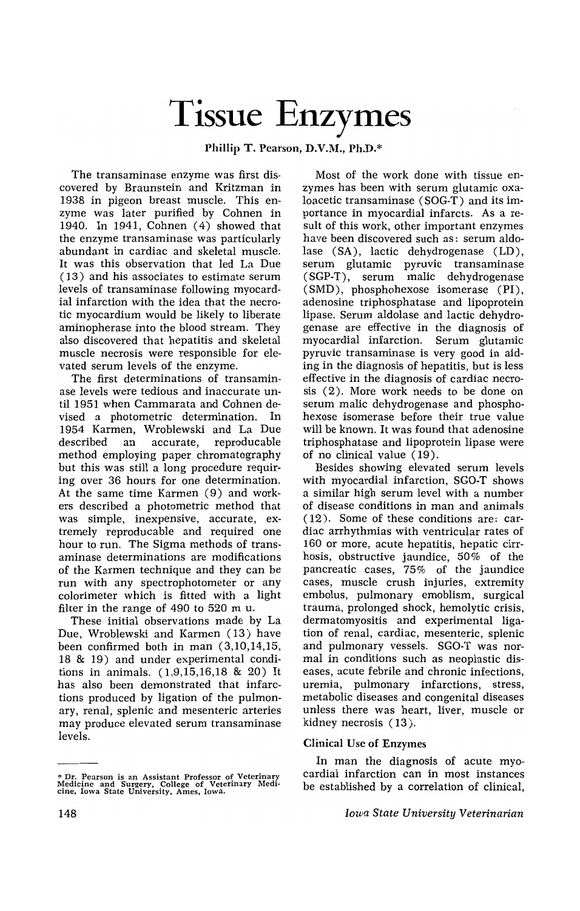# Tissue Enzymes

Phillip T. Pearson, D.V.M., Ph.D.*

The transaminase enzyme was first discovered by Braunstein and Kritzman in 1938 in pigeon breast muscle. This enzyme was later purified by Cohnen in 1940. In 1941, Cohnen (4) showed that the enzyme transaminase was particularly abundant in cardiac and skeletal muscle. It was this observation that led La Due (13) and his associates to estimate serum levels of transaminase following myocardial infarction with the idea that the necrotic myocardium would be likely to liberate aminopherase into the blood stream. They also discovered that hepatitis and skeletal muscle necrosis were responsible for elevated serum levels of the enzyme.

The first determinations of transaminase levels were tedious and inaccurate until 1951 when Cammarata and Cohnen devised a photometric determination. In 1954 Karmen, Wroblewski and La Due described an accurate, reproducable method employing paper chromatography but this was still a long procedure requiring over 36 hours for one determination. At the same time Karmen (9) and workers described a photometric method that was simple, inexpensive, accurate, extremely reproducable and required one hour to run. The Sigma methods of transaminase determinations are modifications of the Karmen technique and they can be run with any spectrophotometer or any colorimeter which is fitted with a light filter in the range of 490 to 520 m u.

These initial observations made by La Due, Wroblewski and Karmen (13) have been confirmed both in man (3,10,14,15, 18 & 19) and under experimental conditions in animals. (1,9,15,16,18 & 20) It has also been demonstrated that infarctions produced by ligation of the pulmonary, renal, splenic and mesenteric arteries may produce elevated serum transaminase levels.

Most of the work done with tissue enzymes has been with serum glutamic oxaloacetic transaminase (SOG-T) and its importance in myocardial infarcts. As a result of this work, other important enzymes have been discovered such as: serum aldolase (SA), lactic dehydrogenase (LD), serum glutamic pyruvic transaminase (SGP-T), serum malic dehydrogenase (SMD), phosphohexose isomerase (PI), adenosine triphosphatase and lipoprotein lipase. Serum aldolase and lactic dehydrogenase are effective in the diagnosis of myocardial infarction. Serum glutamic pyruvic transaminase is very good in aiding in the diagnosis of hepatitis, but is less effective in the diagnosis of cardiac necrosis (2). More work needs to be done on serum malic dehydrogenase and phosphohexose isomerase before their true value will be known. It was found that adenosine triphosphatase and lipoprotein lipase were of no clinical value (19).

Besides showing elevated serum levels with myocardial infarction, SGO-T shows a similar high serum level with a number of disease conditions in man and animals (12). Some of these conditions are: cardiac arrhythmias with ventricular rates of 160 or more, acute hepatitis, hepatic cirrhosis, obstructive jaundice, 50% of the pancreatic cases, 75% of the jaundice cases, muscle crush injuries, extremity embolus, pulmonary emoblism, surgical trauma, prolonged shock, hemolytic crisis, dermatomyositis and experimental ligation of renal, cardiac, mesenteric, splenic and pulmonary vessels. SGO-T was normal in conditions such as neoplastic diseases, acute febrile and chronic infections, uremia, pulmonary infarctions, stress, metabolic diseases and congenital diseases unless there was heart, liver, muscle or kidney necrosis (13).

### Clinical Use of Enzymes

In man the diagnosis of acute myocardial infarction can in most instances be established by a correlation of clinical,

---

* Dr. Pearson is an Assistant Professor of Veterinary Medicine and Surgery, College of Veterinary Medicine, Iowa State University, Ames, Iowa.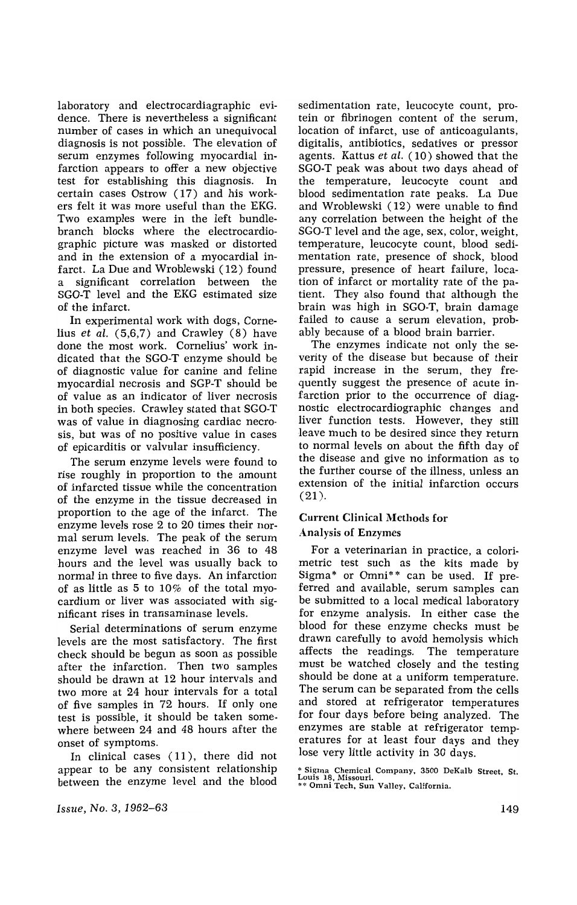laboratory and electrocardiographic evidence. There is nevertheless a significant number of cases in which an unequivocal diagnosis is not possible. The elevation of serum enzymes following myocardial infarction appears to offer a new objective test for establishing this diagnosis. In certain cases Ostrow (17) and his workers felt it was more useful than the EKG. Two examples were in the left bundle-branch blocks where the electrocardiographic picture was masked or distorted and in the extension of a myocardial infarct. La Due and Wroblewski (12) found a significant correlation between the SGO-T level and the EKG estimated size of the infarct.

In experimental work with dogs, Cornelius *et al.* (5,6,7) and Crawley (8) have done the most work. Cornelius' work indicated that the SGO-T enzyme should be of diagnostic value for canine and feline myocardial necrosis and SGP-T should be of value as an indicator of liver necrosis in both species. Crawley stated that SGO-T was of value in diagnosing cardiac necrosis, but was of no positive value in cases of epicarditis or valvular insufficiency.

The serum enzyme levels were found to rise roughly in proportion to the amount of infarcted tissue while the concentration of the enzyme in the tissue decreased in proportion to the age of the infarct. The enzyme levels rose 2 to 20 times their normal serum levels. The peak of the serum enzyme level was reached in 36 to 48 hours and the level was usually back to normal in three to five days. An infarction of as little as 5 to 10% of the total myocardium or liver was associated with significant rises in transaminase levels.

Serial determinations of serum enzyme levels are the most satisfactory. The first check should be begun as soon as possible after the infarction. Then two samples should be drawn at 12 hour intervals and two more at 24 hour intervals for a total of five samples in 72 hours. If only one test is possible, it should be taken somewhere between 24 and 48 hours after the onset of symptoms.

In clinical cases (11), there did not appear to be any consistent relationship between the enzyme level and the blood sedimentation rate, leucocyte count, protein or fibrinogen content of the serum, location of infarct, use of anticoagulants, digitalis, antibiotics, sedatives or pressor agents. Kattus *et al.* (10) showed that the SGO-T peak was about two days ahead of the temperature, leucocyte count and blood sedimentation rate peaks. La Due and Wroblewski (12) were unable to find any correlation between the height of the SGO-T level and the age, sex, color, weight, temperature, leucocyte count, blood sedimentation rate, presence of shock, blood pressure, presence of heart failure, location of infarct or mortality rate of the patient. They also found that although the brain was high in SGO-T, brain damage failed to cause a serum elevation, probably because of a blood brain barrier.

The enzymes indicate not only the severity of the disease but because of their rapid increase in the serum, they frequently suggest the presence of acute infarction prior to the occurrence of diagnostic electrocardiographic changes and liver function tests. However, they still leave much to be desired since they return to normal levels on about the fifth day of the disease and give no information as to the further course of the illness, unless an extension of the initial infarction occurs (21).

## Current Clinical Methods for Analysis of Enzymes

For a veterinarian in practice, a colorimetric test such as the kits made by Sigma* or Omni** can be used. If preferred and available, serum samples can be submitted to a local medical laboratory for enzyme analysis. In either case the blood for these enzyme checks must be drawn carefully to avoid hemolysis which affects the readings. The temperature must be watched closely and the testing should be done at a uniform temperature. The serum can be separated from the cells and stored at refrigerator temperatures for four days before being analyzed. The enzymes are stable at refrigerator temperatures for at least four days and they lose very little activity in 30 days.

\* Sigma Chemical Company, 3500 DeKalb Street, St. Louis 18, Missouri.
\*\* Omni Tech, Sun Valley, California.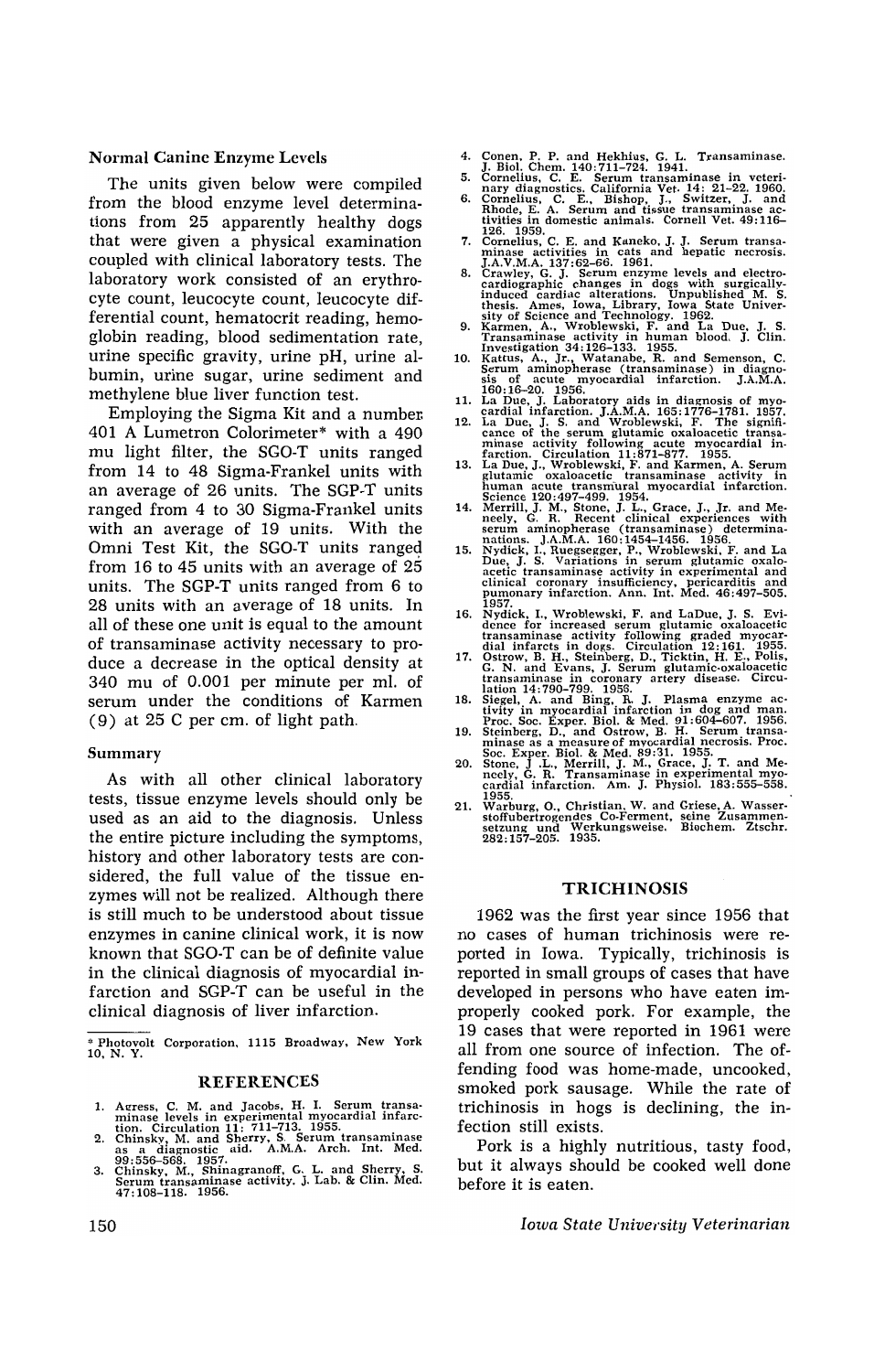## Normal Canine Enzyme Levels

The units given below were compiled from the blood enzyme level determinations from 25 apparently healthy dogs that were given a physical examination coupled with clinical laboratory tests. The laboratory work consisted of an erythrocyte count, leucocyte count, leucocyte differential count, hematocrit reading, hemoglobin reading, blood sedimentation rate, urine specific gravity, urine pH, urine albumin, urine sugar, urine sediment and methylene blue liver function test.

Employing the Sigma Kit and a number 401 A Lumetron Colorimeter* with a 490 mu light filter, the SGO-T units ranged from 14 to 48 Sigma-Frankel units with an average of 26 units. The SGP-T units ranged from 4 to 30 Sigma-Frankel units with an average of 19 units. With the Omni Test Kit, the SGO-T units ranged from 16 to 45 units with an average of 25 units. The SGP-T units ranged from 6 to 28 units with an average of 18 units. In all of these one unit is equal to the amount of transaminase activity necessary to produce a decrease in the optical density at 340 mu of 0.001 per minute per ml. of serum under the conditions of Karmen (9) at 25 C per cm. of light path.

## Summary

As with all other clinical laboratory tests, tissue enzyme levels should only be used as an aid to the diagnosis. Unless the entire picture including the symptoms, history and other laboratory tests are considered, the full value of the tissue enzymes will not be realized. Although there is still much to be understood about tissue enzymes in canine clinical work, it is now known that SGO-T can be of definite value in the clinical diagnosis of myocardial infarction and SGP-T can be useful in the clinical diagnosis of liver infarction.

\* Photovolt Corporation, 1115 Broadway, New York 10, N. Y.

## REFERENCES

1. Agress, C. M. and Jacobs, H. I. Serum transaminase levels in experimental myocardial infarction. Circulation 11: 711–713. 1955.
2. Chinsky, M. and Sherry, S. Serum transaminase as a diagnostic aid. A.M.A. Arch. Int. Med. 99:556–568. 1957.
3. Chinsky, M., Shinagranoff, G. L. and Sherry, S. Serum transaminase activity. J. Lab. & Clin. Med. 47:108–118. 1956.
4. Conen, P. P. and Hekhius, G. L. Transaminase. J. Biol. Chem. 140:711–724. 1941.
5. Cornelius, C. E. Serum transaminase in veterinary diagnostics. California Vet. 14: 21–22. 1960.
6. Cornelius, C. E., Bishop, J., Switzer, J. and Rhode, E. A. Serum and tissue transaminase activities in domestic animals. Cornell Vet. 49:116–126. 1959.
7. Cornelius, C. E. and Kaneko, J. J. Serum transaminase activities in cats and hepatic necrosis. J.A.V.M.A. 137:62–66. 1961.
8. Crawley, G. J. Serum enzyme levels and electrocardiographic changes in dogs with surgically-induced cardiac alterations. Unpublished M. S. thesis. Ames, Iowa, Library, Iowa State University of Science and Technology. 1962.
9. Karmen, A., Wroblewski, F. and La Due, J. S. Transaminase activity in human blood. J. Clin. Investigation 34:126–133. 1955.
10. Kattus, A., Jr., Watanabe, R. and Semenson, C. Serum aminopherase (transaminase) in diagnosis of acute myocardial infarction. J.A.M.A. 160:16–20. 1956.
11. La Due, J. Laboratory aids in diagnosis of myocardial infarction. J.A.M.A. 165:1776–1781. 1957.
12. La Due, J. S. and Wroblewski, F. The significance of the serum glutamic oxaloacetic transaminase activity following acute myocardial infarction. Circulation 11:871–877. 1955.
13. La Due, J., Wroblewski, F. and Karmen, A. Serum glutamic oxaloacetic transaminase activity in human acute transmural myocardial infarction. Science 120:497–499. 1954.
14. Merrill, J. M., Stone, J. L., Grace, J., Jr. and Meneely, G. R. Recent clinical experiences with serum aminopherase (transaminase) determinations. J.A.M.A. 160:1454–1456. 1956.
15. Nydick, I., Ruegsegger, P., Wroblewski, F. and La Due, J. S. Variations in serum glutamic oxaloacetic transaminase activity in experimental and clinical coronary insufficiency, pericarditis and pumonary infarction. Ann. Int. Med. 46:497–505. 1957.
16. Nydick, I., Wroblewski, F. and LaDue, J. S. Evidence for increased serum glutamic oxaloacetic transaminase activity following graded myocardial infarcts in dogs. Circulation 12:161. 1955.
17. Ostrow, B. H., Steinberg, D., Ticktin, H. E., Polis, G. N. and Evans, J. Serum glutamic-oxaloacetic transaminase in coronary artery disease. Circulation 14:790–799. 1956.
18. Siegel, A. and Bing, R. J. Plasma enzyme activity in myocardial infarction in dog and man. Proc. Soc. Exper. Biol. & Med. 91:604–607. 1956.
19. Steinberg, D., and Ostrow, B. H. Serum transaminase as a measure of myocardial necrosis. Proc. Soc. Exper. Biol. & Med. 89:31. 1955.
20. Stone, J .L., Merrill, J. M., Grace, J. T. and Meneely, G. R. Transaminase in experimental myocardial infarction. Am. J. Physiol. 183:555–558. 1955.
21. Warburg, O., Christian, W. and Griese, A. Wasserstoffubertrogendes Co-Ferment, seine Zusammensetzung und Werkungsweise. Biochem. Ztschr. 282:157–205. 1935.

## TRICHINOSIS

1962 was the first year since 1956 that no cases of human trichinosis were reported in Iowa. Typically, trichinosis is reported in small groups of cases that have developed in persons who have eaten improperly cooked pork. For example, the 19 cases that were reported in 1961 were all from one source of infection. The offending food was home-made, uncooked, smoked pork sausage. While the rate of trichinosis in hogs is declining, the infection still exists.

Pork is a highly nutritious, tasty food, but it always should be cooked well done before it is eaten.